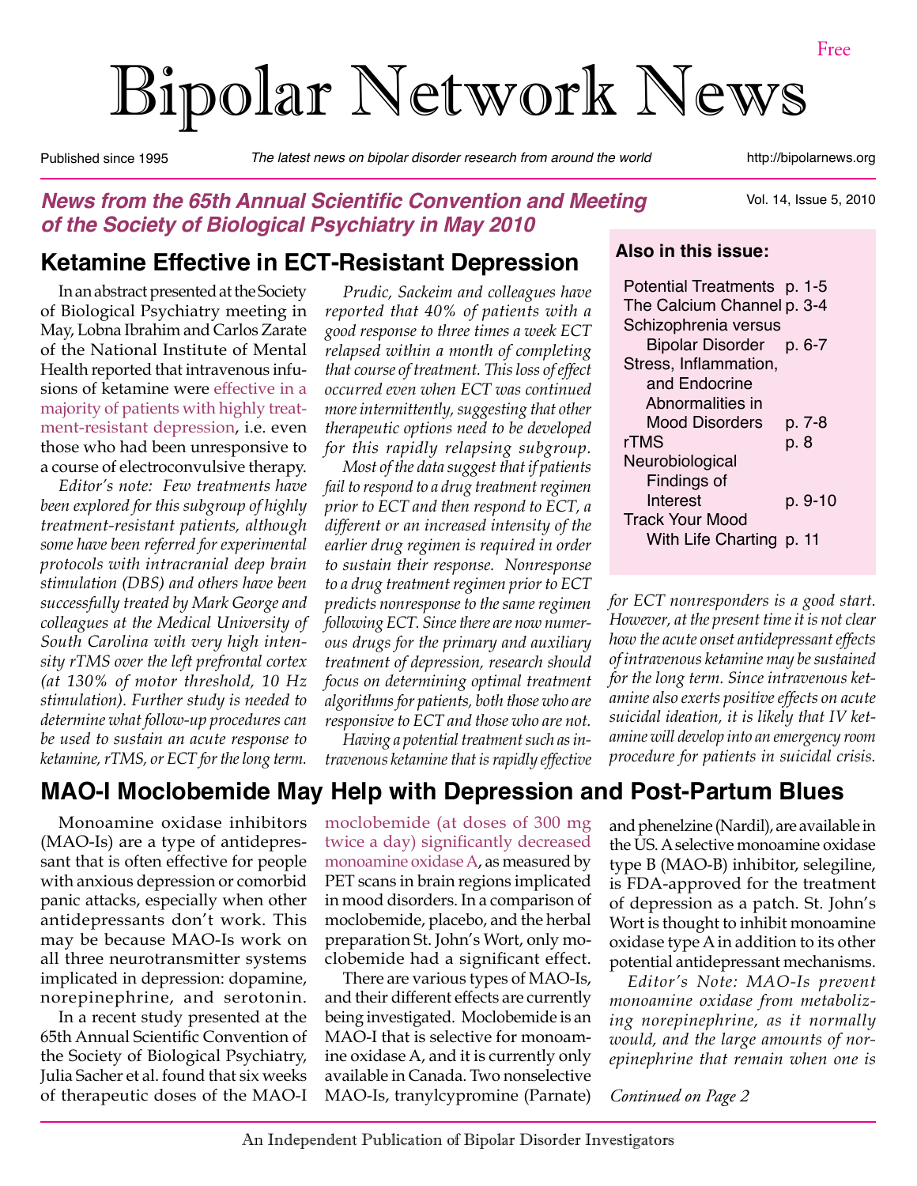# Bipolar Network News

Free

Published since 1995 — *The latest news on bipolar disorder research from around the world* — http://bipolarnews.org

Vol. 14, Issue 5, 2010

***News from the 65th Annual Scientific Convention and Meeting of the Society of Biological Psychiatry in May 2010***

**Also in this issue:**

| | |
|---|---|
| Potential Treatments | p. 1-5 |
| The Calcium Channel | p. 3-4 |
| Schizophrenia versus Bipolar Disorder | p. 6-7 |
| Stress, Inflammation, and Endocrine Abnormalities in Mood Disorders | p. 7-8 |
| rTMS | p. 8 |
| Neurobiological Findings of Interest | p. 9-10 |
| Track Your Mood With Life Charting | p. 11 |

## Ketamine Effective in ECT-Resistant Depression

In an abstract presented at the Society of Biological Psychiatry meeting in May, Lobna Ibrahim and Carlos Zarate of the National Institute of Mental Health reported that intravenous infusions of ketamine were effective in a majority of patients with highly treatment-resistant depression, i.e. even those who had been unresponsive to a course of electroconvulsive therapy.

*Editor's note: Few treatments have been explored for this subgroup of highly treatment-resistant patients, although some have been referred for experimental protocols with intracranial deep brain stimulation (DBS) and others have been successfully treated by Mark George and colleagues at the Medical University of South Carolina with very high intensity rTMS over the left prefrontal cortex (at 130% of motor threshold, 10 Hz stimulation). Further study is needed to determine what follow-up procedures can be used to sustain an acute response to ketamine, rTMS, or ECT for the long term.*

*Prudic, Sackeim and colleagues have reported that 40% of patients with a good response to three times a week ECT relapsed within a month of completing that course of treatment. This loss of effect occurred even when ECT was continued more intermittently, suggesting that other therapeutic options need to be developed for this rapidly relapsing subgroup.*

*Most of the data suggest that if patients fail to respond to a drug treatment regimen prior to ECT and then respond to ECT, a different or an increased intensity of the earlier drug regimen is required in order to sustain their response. Nonresponse to a drug treatment regimen prior to ECT predicts nonresponse to the same regimen following ECT. Since there are now numerous drugs for the primary and auxiliary treatment of depression, research should focus on determining optimal treatment algorithms for patients, both those who are responsive to ECT and those who are not.*

*Having a potential treatment such as intravenous ketamine that is rapidly effective for ECT nonresponders is a good start. However, at the present time it is not clear how the acute onset antidepressant effects of intravenous ketamine may be sustained for the long term. Since intravenous ketamine also exerts positive effects on acute suicidal ideation, it is likely that IV ketamine will develop into an emergency room procedure for patients in suicidal crisis.*

## MAO-I Moclobemide May Help with Depression and Post-Partum Blues

Monoamine oxidase inhibitors (MAO-Is) are a type of antidepressant that is often effective for people with anxious depression or comorbid panic attacks, especially when other antidepressants don't work. This may be because MAO-Is work on all three neurotransmitter systems implicated in depression: dopamine, norepinephrine, and serotonin.

In a recent study presented at the 65th Annual Scientific Convention of the Society of Biological Psychiatry, Julia Sacher et al. found that six weeks of therapeutic doses of the MAO-I moclobemide (at doses of 300 mg twice a day) significantly decreased monoamine oxidase A, as measured by PET scans in brain regions implicated in mood disorders. In a comparison of moclobemide, placebo, and the herbal preparation St. John's Wort, only moclobemide had a significant effect.

There are various types of MAO-Is, and their different effects are currently being investigated. Moclobemide is an MAO-I that is selective for monoamine oxidase A, and it is currently only available in Canada. Two nonselective MAO-Is, tranylcypromine (Parnate) and phenelzine (Nardil), are available in the US. A selective monoamine oxidase type B (MAO-B) inhibitor, selegiline, is FDA-approved for the treatment of depression as a patch. St. John's Wort is thought to inhibit monoamine oxidase type A in addition to its other potential antidepressant mechanisms.

*Editor's Note: MAO-Is prevent monoamine oxidase from metabolizing norepinephrine, as it normally would, and the large amounts of norepinephrine that remain when one is*

*Continued on Page 2*

An Independent Publication of Bipolar Disorder Investigators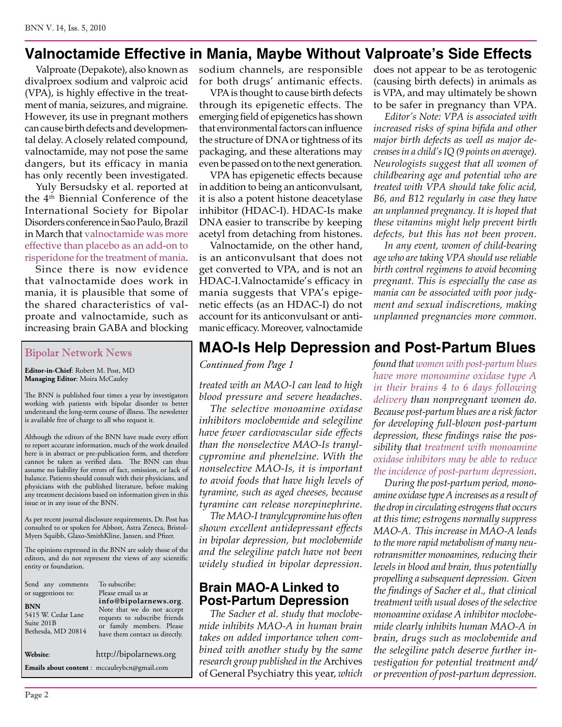# Valnoctamide Effective in Mania, Maybe Without Valproate's Side Effects

Valproate (Depakote), also known as divalproex sodium and valproic acid (VPA), is highly effective in the treatment of mania, seizures, and migraine. However, its use in pregnant mothers can cause birth defects and developmental delay. A closely related compound, valnoctamide, may not pose the same dangers, but its efficacy in mania has only recently been investigated.

Yuly Bersudsky et al. reported at the 4th Biennial Conference of the International Society for Bipolar Disorders conference in Sao Paulo, Brazil in March that valnoctamide was more effective than placebo as an add-on to risperidone for the treatment of mania.

Since there is now evidence that valnoctamide does work in mania, it is plausible that some of the shared characteristics of valproate and valnoctamide, such as increasing brain GABA and blocking sodium channels, are responsible for both drugs' antimanic effects.

VPA is thought to cause birth defects through its epigenetic effects. The emerging field of epigenetics has shown that environmental factors can influence the structure of DNA or tightness of its packaging, and these alterations may even be passed on to the next generation.

VPA has epigenetic effects because in addition to being an anticonvulsant, it is also a potent histone deacetylase inhibitor (HDAC-I). HDAC-Is make DNA easier to transcribe by keeping acetyl from detaching from histones.

Valnoctamide, on the other hand, is an anticonvulsant that does not get converted to VPA, and is not an HDAC-I. Valnoctamide's efficacy in mania suggests that VPA's epigenetic effects (as an HDAC-I) do not account for its anticonvulsant or antimanic efficacy. Moreover, valnoctamide does not appear to be as terotogenic (causing birth defects) in animals as is VPA, and may ultimately be shown to be safer in pregnancy than VPA.

*Editor's Note: VPA is associated with increased risks of spina bifida and other major birth defects as well as major decreases in a child's IQ (9 points on average). Neurologists suggest that all women of childbearing age and potential who are treated with VPA should take folic acid, B6, and B12 regularly in case they have an unplanned pregnancy. It is hoped that these vitamins might help prevent birth defects, but this has not been proven.*

*In any event, women of child-bearing age who are taking VPA should use reliable birth control regimens to avoid becoming pregnant. This is especially the case as mania can be associated with poor judgment and sexual indiscretions, making unplanned pregnancies more common.*

## Bipolar Network News

**Editor-in-Chief**: Robert M. Post, MD
**Managing Editor**: Moira McCauley

The BNN is published four times a year by investigators working with patients with bipolar disorder to better understand the long-term course of illness. The newsletter is available free of charge to all who request it.

Although the editors of the BNN have made every effort to report accurate information, much of the work detailed here is in abstract or pre-publication form, and therefore cannot be taken as verified data. The BNN can thus assume no liability for errors of fact, omission, or lack of balance. Patients should consult with their physicians, and physicians with the published literature, before making any treatment decisions based on information given in this issue or in any issue of the BNN.

As per recent journal disclosure requirements, Dr. Post has consulted to or spoken for Abbott, Astra Zeneca, Bristol-Myers Squibb, Glaxo-SmithKline, Jansen, and Pfizer.

The opinions expressed in the BNN are solely those of the editors, and do not represent the views of any scientific entity or foundation.

Send any comments or suggestions to:

**BNN**
5415 W. Cedar Lane
Suite 201B
Bethesda, MD 20814

To subscribe:
Please email us at **info@bipolarnews.org**. Note that we do not accept requests to subscribe friends or family members. Please have them contact us directly.

**Website**: http://bipolarnews.org

**Emails about content**: mccauleybcn@gmail.com

# MAO-Is Help Depression and Post-Partum Blues

*Continued from Page 1*

*treated with an MAO-I can lead to high blood pressure and severe headaches.*

*The selective monoamine oxidase inhibitors moclobemide and selegiline have fewer cardiovascular side effects than the nonselective MAO-Is tranylcypromine and phenelzine. With the nonselective MAO-Is, it is important to avoid foods that have high levels of tyramine, such as aged cheeses, because tyramine can release norepinephrine.*

*The MAO-I tranylcypromine has often shown excellent antidepressant effects in bipolar depression, but moclobemide and the selegiline patch have not been widely studied in bipolar depression.*

## Brain MAO-A Linked to Post-Partum Depression

*The Sacher et al. study that moclobemide inhibits MAO-A in human brain takes on added importance when combined with another study by the same research group published in the* Archives of General Psychiatry *this year, which found that women with post-partum blues have more monoamine oxidase type A in their brains 4 to 6 days following delivery than nonpregnant women do. Because post-partum blues are a risk factor for developing full-blown post-partum depression, these findings raise the possibility that treatment with monoamine oxidase inhibitors may be able to reduce the incidence of post-partum depression.*

*During the post-partum period, monoamine oxidase type A increases as a result of the drop in circulating estrogens that occurs at this time; estrogens normally suppress MAO-A. This increase in MAO-A leads to the more rapid metabolism of many neurotransmitter monoamines, reducing their levels in blood and brain, thus potentially propelling a subsequent depression. Given the findings of Sacher et al., that clinical treatment with usual doses of the selective monoamine oxidase A inhibitor moclobemide clearly inhibits human MAO-A in brain, drugs such as moclobemide and the selegiline patch deserve further investigation for potential treatment and/or prevention of post-partum depression.*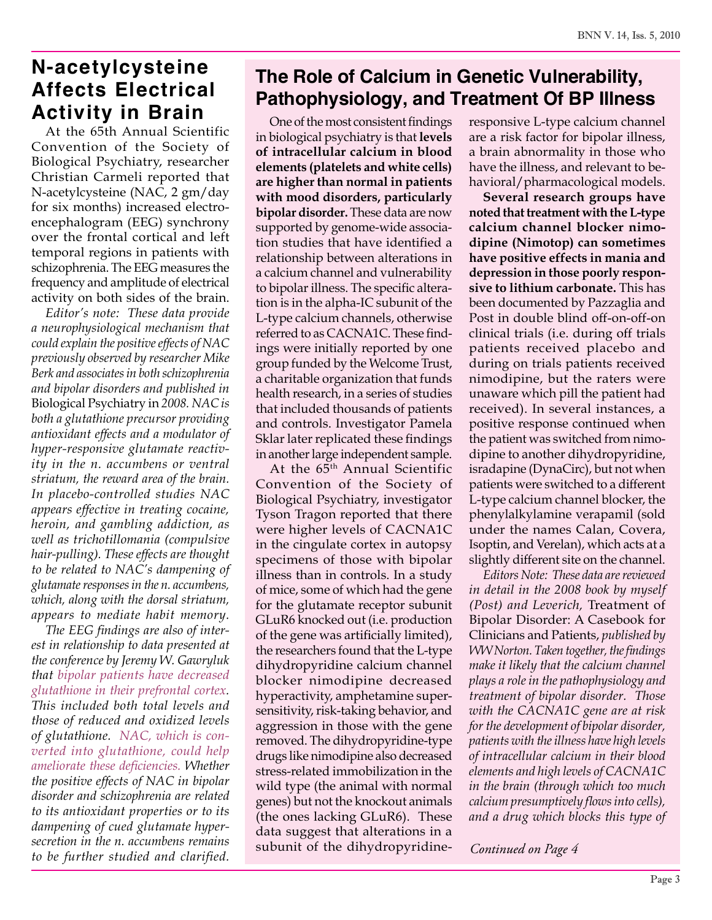## N-acetylcysteine Affects Electrical Activity in Brain

At the 65th Annual Scientific Convention of the Society of Biological Psychiatry, researcher Christian Carmeli reported that N-acetylcysteine (NAC, 2 gm/day for six months) increased electroencephalogram (EEG) synchrony over the frontal cortical and left temporal regions in patients with schizophrenia. The EEG measures the frequency and amplitude of electrical activity on both sides of the brain.

*Editor's note: These data provide a neurophysiological mechanism that could explain the positive effects of NAC previously observed by researcher Mike Berk and associates in both schizophrenia and bipolar disorders and published in* Biological Psychiatry *in 2008. NAC is both a glutathione precursor providing antioxidant effects and a modulator of hyper-responsive glutamate reactivity in the n. accumbens or ventral striatum, the reward area of the brain. In placebo-controlled studies NAC appears effective in treating cocaine, heroin, and gambling addiction, as well as trichotillomania (compulsive hair-pulling). These effects are thought to be related to NAC's dampening of glutamate responses in the n. accumbens, which, along with the dorsal striatum, appears to mediate habit memory.*

*The EEG findings are also of interest in relationship to data presented at the conference by Jeremy W. Gawryluk that bipolar patients have decreased glutathione in their prefrontal cortex. This included both total levels and those of reduced and oxidized levels of glutathione. NAC, which is converted into glutathione, could help ameliorate these deficiencies. Whether the positive effects of NAC in bipolar disorder and schizophrenia are related to its antioxidant properties or to its dampening of cued glutamate hypersecretion in the n. accumbens remains to be further studied and clarified.*

## The Role of Calcium in Genetic Vulnerability, Pathophysiology, and Treatment Of BP Illness

One of the most consistent findings in biological psychiatry is that **levels of intracellular calcium in blood elements (platelets and white cells) are higher than normal in patients with mood disorders, particularly bipolar disorder.** These data are now supported by genome-wide association studies that have identified a relationship between alterations in a calcium channel and vulnerability to bipolar illness. The specific alteration is in the alpha-IC subunit of the L-type calcium channels, otherwise referred to as CACNA1C. These findings were initially reported by one group funded by the Welcome Trust, a charitable organization that funds health research, in a series of studies that included thousands of patients and controls. Investigator Pamela Sklar later replicated these findings in another large independent sample.

At the 65th Annual Scientific Convention of the Society of Biological Psychiatry, investigator Tyson Tragon reported that there were higher levels of CACNA1C in the cingulate cortex in autopsy specimens of those with bipolar illness than in controls. In a study of mice, some of which had the gene for the glutamate receptor subunit GLuR6 knocked out (i.e. production of the gene was artificially limited), the researchers found that the L-type dihydropyridine calcium channel blocker nimodipine decreased hyperactivity, amphetamine supersensitivity, risk-taking behavior, and aggression in those with the gene removed. The dihydropyridine-type drugs like nimodipine also decreased stress-related immobilization in the wild type (the animal with normal genes) but not the knockout animals (the ones lacking GLuR6). These data suggest that alterations in a subunit of the dihydropyridine-responsive L-type calcium channel are a risk factor for bipolar illness, a brain abnormality in those who have the illness, and relevant to behavioral/pharmacological models.

**Several research groups have noted that treatment with the L-type calcium channel blocker nimodipine (Nimotop) can sometimes have positive effects in mania and depression in those poorly responsive to lithium carbonate.** This has been documented by Pazzaglia and Post in double blind off-on-off-on clinical trials (i.e. during off trials patients received placebo and during on trials patients received nimodipine, but the raters were unaware which pill the patient had received). In several instances, a positive response continued when the patient was switched from nimodipine to another dihydropyridine, isradapine (DynaCirc), but not when patients were switched to a different L-type calcium channel blocker, the phenylalkylamine verapamil (sold under the names Calan, Covera, Isoptin, and Verelan), which acts at a slightly different site on the channel.

*Editors Note: These data are reviewed in detail in the 2008 book by myself (Post) and Leverich,* Treatment of Bipolar Disorder: A Casebook for Clinicians and Patients, *published by WW Norton. Taken together, the findings make it likely that the calcium channel plays a role in the pathophysiology and treatment of bipolar disorder. Those with the CACNA1C gene are at risk for the development of bipolar disorder, patients with the illness have high levels of intracellular calcium in their blood elements and high levels of CACNA1C in the brain (through which too much calcium presumptively flows into cells), and a drug which blocks this type of*

*Continued on Page 4*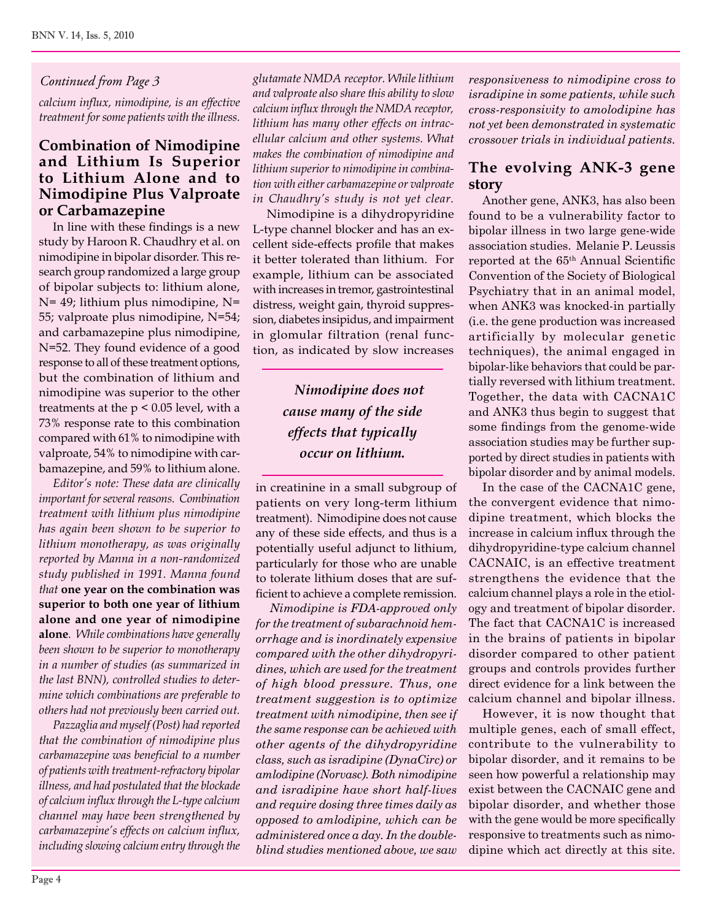*Continued from Page 3*

*calcium influx, nimodipine, is an effective treatment for some patients with the illness.*

## Combination of Nimodipine and Lithium Is Superior to Lithium Alone and to Nimodipine Plus Valproate or Carbamazepine

In line with these findings is a new study by Haroon R. Chaudhry et al. on nimodipine in bipolar disorder. This research group randomized a large group of bipolar subjects to: lithium alone, N= 49; lithium plus nimodipine, N= 55; valproate plus nimodipine, N=54; and carbamazepine plus nimodipine, N=52. They found evidence of a good response to all of these treatment options, but the combination of lithium and nimodipine was superior to the other treatments at the $p < 0.05$ level, with a 73% response rate to this combination compared with 61% to nimodipine with valproate, 54% to nimodipine with carbamazepine, and 59% to lithium alone.

*Editor's note: These data are clinically important for several reasons. Combination treatment with lithium plus nimodipine has again been shown to be superior to lithium monotherapy, as was originally reported by Manna in a non-randomized study published in 1991. Manna found that* **one year on the combination was superior to both one year of lithium alone and one year of nimodipine alone**. *While combinations have generally been shown to be superior to monotherapy in a number of studies (as summarized in the last BNN), controlled studies to determine which combinations are preferable to others had not previously been carried out.*

*Pazzaglia and myself (Post) had reported that the combination of nimodipine plus carbamazepine was beneficial to a number of patients with treatment-refractory bipolar illness, and had postulated that the blockade of calcium influx through the L-type calcium channel may have been strengthened by carbamazepine's effects on calcium influx, including slowing calcium entry through the glutamate NMDA receptor. While lithium and valproate also share this ability to slow calcium influx through the NMDA receptor, lithium has many other effects on intracellular calcium and other systems. What makes the combination of nimodipine and lithium superior to nimodipine in combination with either carbamazepine or valproate in Chaudhry's study is not yet clear.*

Nimodipine is a dihydropyridine L-type channel blocker and has an excellent side-effects profile that makes it better tolerated than lithium. For example, lithium can be associated with increases in tremor, gastrointestinal distress, weight gain, thyroid suppression, diabetes insipidus, and impairment in glomular filtration (renal function, as indicated by slow increases in creatinine in a small subgroup of patients on very long-term lithium treatment). Nimodipine does not cause any of these side effects, and thus is a potentially useful adjunct to lithium, particularly for those who are unable to tolerate lithium doses that are sufficient to achieve a complete remission.

> ***Nimodipine does not cause many of the side effects that typically occur on lithium.***

*Nimodipine is FDA-approved only for the treatment of subarachnoid hemorrhage and is inordinately expensive compared with the other dihydropyridines, which are used for the treatment of high blood pressure. Thus, one treatment suggestion is to optimize treatment with nimodipine, then see if the same response can be achieved with other agents of the dihydropyridine class, such as isradipine (DynaCirc) or amlodipine (Norvasc). Both nimodipine and isradipine have short half-lives and require dosing three times daily as opposed to amlodipine, which can be administered once a day. In the double-blind studies mentioned above, we saw responsiveness to nimodipine cross to isradipine in some patients, while such cross-responsivity to amolodipine has not yet been demonstrated in systematic crossover trials in individual patients.*

## The evolving ANK-3 gene story

Another gene, ANK3, has also been found to be a vulnerability factor to bipolar illness in two large gene-wide association studies. Melanie P. Leussis reported at the 65th Annual Scientific Convention of the Society of Biological Psychiatry that in an animal model, when ANK3 was knocked-in partially (i.e. the gene production was increased artificially by molecular genetic techniques), the animal engaged in bipolar-like behaviors that could be partially reversed with lithium treatment. Together, the data with CACNA1C and ANK3 thus begin to suggest that some findings from the genome-wide association studies may be further supported by direct studies in patients with bipolar disorder and by animal models.

In the case of the CACNA1C gene, the convergent evidence that nimodipine treatment, which blocks the increase in calcium influx through the dihydropyridine-type calcium channel CACNAIC, is an effective treatment strengthens the evidence that the calcium channel plays a role in the etiology and treatment of bipolar disorder. The fact that CACNA1C is increased in the brains of patients in bipolar disorder compared to other patient groups and controls provides further direct evidence for a link between the calcium channel and bipolar illness.

However, it is now thought that multiple genes, each of small effect, contribute to the vulnerability to bipolar disorder, and it remains to be seen how powerful a relationship may exist between the CACNAIC gene and bipolar disorder, and whether those with the gene would be more specifically responsive to treatments such as nimodipine which act directly at this site.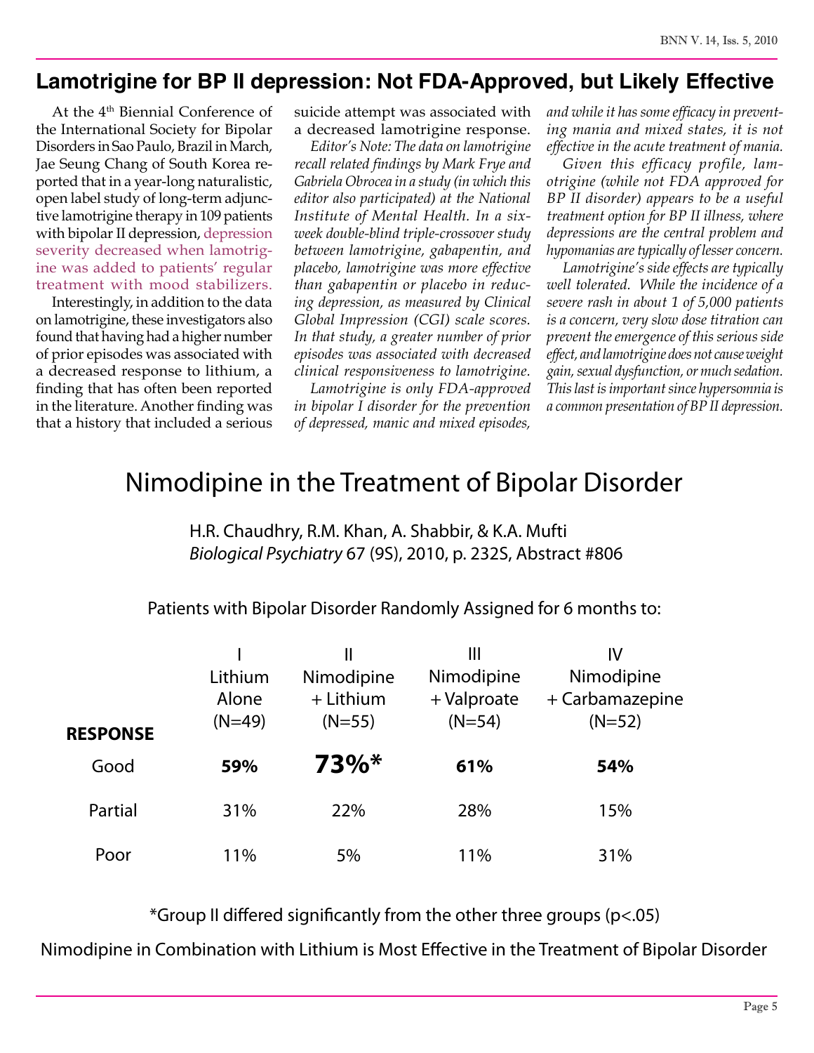## Lamotrigine for BP II depression: Not FDA-Approved, but Likely Effective

At the 4th Biennial Conference of the International Society for Bipolar Disorders in Sao Paulo, Brazil in March, Jae Seung Chang of South Korea reported that in a year-long naturalistic, open label study of long-term adjunctive lamotrigine therapy in 109 patients with bipolar II depression, depression severity decreased when lamotrigine was added to patients' regular treatment with mood stabilizers.

Interestingly, in addition to the data on lamotrigine, these investigators also found that having had a higher number of prior episodes was associated with a decreased response to lithium, a finding that has often been reported in the literature. Another finding was that a history that included a serious suicide attempt was associated with a decreased lamotrigine response.

*Editor's Note: The data on lamotrigine recall related findings by Mark Frye and Gabriela Obrocea in a study (in which this editor also participated) at the National Institute of Mental Health. In a six-week double-blind triple-crossover study between lamotrigine, gabapentin, and placebo, lamotrigine was more effective than gabapentin or placebo in reducing depression, as measured by Clinical Global Impression (CGI) scale scores. In that study, a greater number of prior episodes was associated with decreased clinical responsiveness to lamotrigine.*

*Lamotrigine is only FDA-approved in bipolar I disorder for the prevention of depressed, manic and mixed episodes, and while it has some efficacy in preventing mania and mixed states, it is not effective in the acute treatment of mania.*

*Given this efficacy profile, lamotrigine (while not FDA approved for BP II disorder) appears to be a useful treatment option for BP II illness, where depressions are the central problem and hypomanias are typically of lesser concern.*

*Lamotrigine's side effects are typically well tolerated. While the incidence of a severe rash in about 1 of 5,000 patients is a concern, very slow dose titration can prevent the emergence of this serious side effect, and lamotrigine does not cause weight gain, sexual dysfunction, or much sedation. This last is important since hypersomnia is a common presentation of BP II depression.*

# Nimodipine in the Treatment of Bipolar Disorder

H.R. Chaudhry, R.M. Khan, A. Shabbir, & K.A. Mufti
*Biological Psychiatry* 67 (9S), 2010, p. 232S, Abstract #806

Patients with Bipolar Disorder Randomly Assigned for 6 months to:

| **RESPONSE** | I Lithium Alone (N=49) | II Nimodipine + Lithium (N=55) | III Nimodipine + Valproate (N=54) | IV Nimodipine + Carbamazepine (N=52) |
|---|---|---|---|---|
| Good | **59%** | **73%*** | **61%** | **54%** |
| Partial | 31% | 22% | 28% | 15% |
| Poor | 11% | 5% | 11% | 31% |

*Group II differed significantly from the other three groups ($p<.05$)

Nimodipine in Combination with Lithium is Most Effective in the Treatment of Bipolar Disorder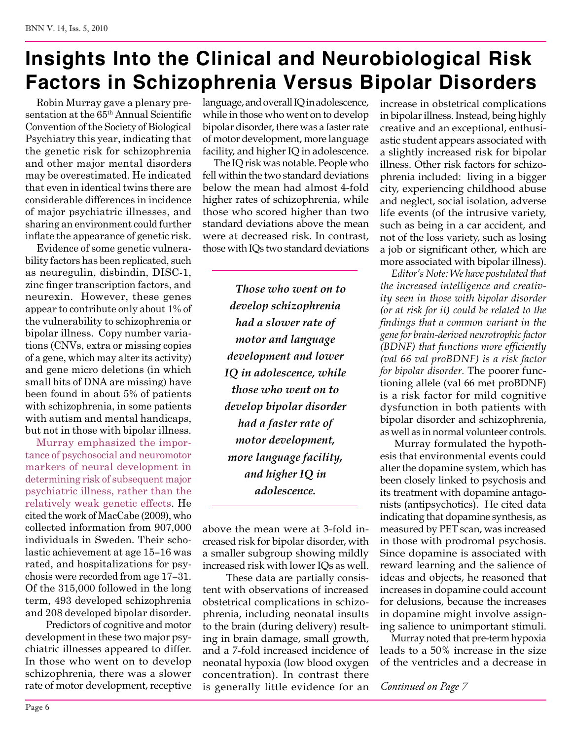# Insights Into the Clinical and Neurobiological Risk Factors in Schizophrenia Versus Bipolar Disorders

Robin Murray gave a plenary presentation at the 65th Annual Scientific Convention of the Society of Biological Psychiatry this year, indicating that the genetic risk for schizophrenia and other major mental disorders may be overestimated. He indicated that even in identical twins there are considerable differences in incidence of major psychiatric illnesses, and sharing an environment could further inflate the appearance of genetic risk.

Evidence of some genetic vulnerability factors has been replicated, such as neuregulin, disbindin, DISC-1, zinc finger transcription factors, and neurexin. However, these genes appear to contribute only about 1% of the vulnerability to schizophrenia or bipolar illness. Copy number variations (CNVs, extra or missing copies of a gene, which may alter its activity) and gene micro deletions (in which small bits of DNA are missing) have been found in about 5% of patients with schizophrenia, in some patients with autism and mental handicaps, but not in those with bipolar illness.

Murray emphasized the importance of psychosocial and neuromotor markers of neural development in determining risk of subsequent major psychiatric illness, rather than the relatively weak genetic effects. He cited the work of MacCabe (2009), who collected information from 907,000 individuals in Sweden. Their scholastic achievement at age 15–16 was rated, and hospitalizations for psychosis were recorded from age 17–31. Of the 315,000 followed in the long term, 493 developed schizophrenia and 208 developed bipolar disorder.

Predictors of cognitive and motor development in these two major psychiatric illnesses appeared to differ. In those who went on to develop schizophrenia, there was a slower rate of motor development, receptive language, and overall IQ in adolescence, while in those who went on to develop bipolar disorder, there was a faster rate of motor development, more language facility, and higher IQ in adolescence.

The IQ risk was notable. People who fell within the two standard deviations below the mean had almost 4-fold higher rates of schizophrenia, while those who scored higher than two standard deviations above the mean were at decreased risk. In contrast, those with IQs two standard deviations above the mean were at 3-fold increased risk for bipolar disorder, with a smaller subgroup showing mildly increased risk with lower IQs as well.

> ***Those who went on to develop schizophrenia had a slower rate of motor and language development and lower IQ in adolescence, while those who went on to develop bipolar disorder had a faster rate of motor development, more language facility, and higher IQ in adolescence.***

These data are partially consistent with observations of increased obstetrical complications in schizophrenia, including neonatal insults to the brain (during delivery) resulting in brain damage, small growth, and a 7-fold increased incidence of neonatal hypoxia (low blood oxygen concentration). In contrast there is generally little evidence for an increase in obstetrical complications in bipolar illness. Instead, being highly creative and an exceptional, enthusiastic student appears associated with a slightly increased risk for bipolar illness. Other risk factors for schizophrenia included: living in a bigger city, experiencing childhood abuse and neglect, social isolation, adverse life events (of the intrusive variety, such as being in a car accident, and not of the loss variety, such as losing a job or significant other, which are more associated with bipolar illness).

*Editor's Note: We have postulated that the increased intelligence and creativity seen in those with bipolar disorder (or at risk for it) could be related to the findings that a common variant in the gene for brain-derived neurotrophic factor (BDNF) that functions more efficiently (val 66 val proBDNF) is a risk factor for bipolar disorder.* The poorer functioning allele (val 66 met proBDNF) is a risk factor for mild cognitive dysfunction in both patients with bipolar disorder and schizophrenia, as well as in normal volunteer controls.

Murray formulated the hypothesis that environmental events could alter the dopamine system, which has been closely linked to psychosis and its treatment with dopamine antagonists (antipsychotics). He cited data indicating that dopamine synthesis, as measured by PET scan, was increased in those with prodromal psychosis. Since dopamine is associated with reward learning and the salience of ideas and objects, he reasoned that increases in dopamine could account for delusions, because the increases in dopamine might involve assigning salience to unimportant stimuli.

Murray noted that pre-term hypoxia leads to a 50% increase in the size of the ventricles and a decrease in

*Continued on Page 7*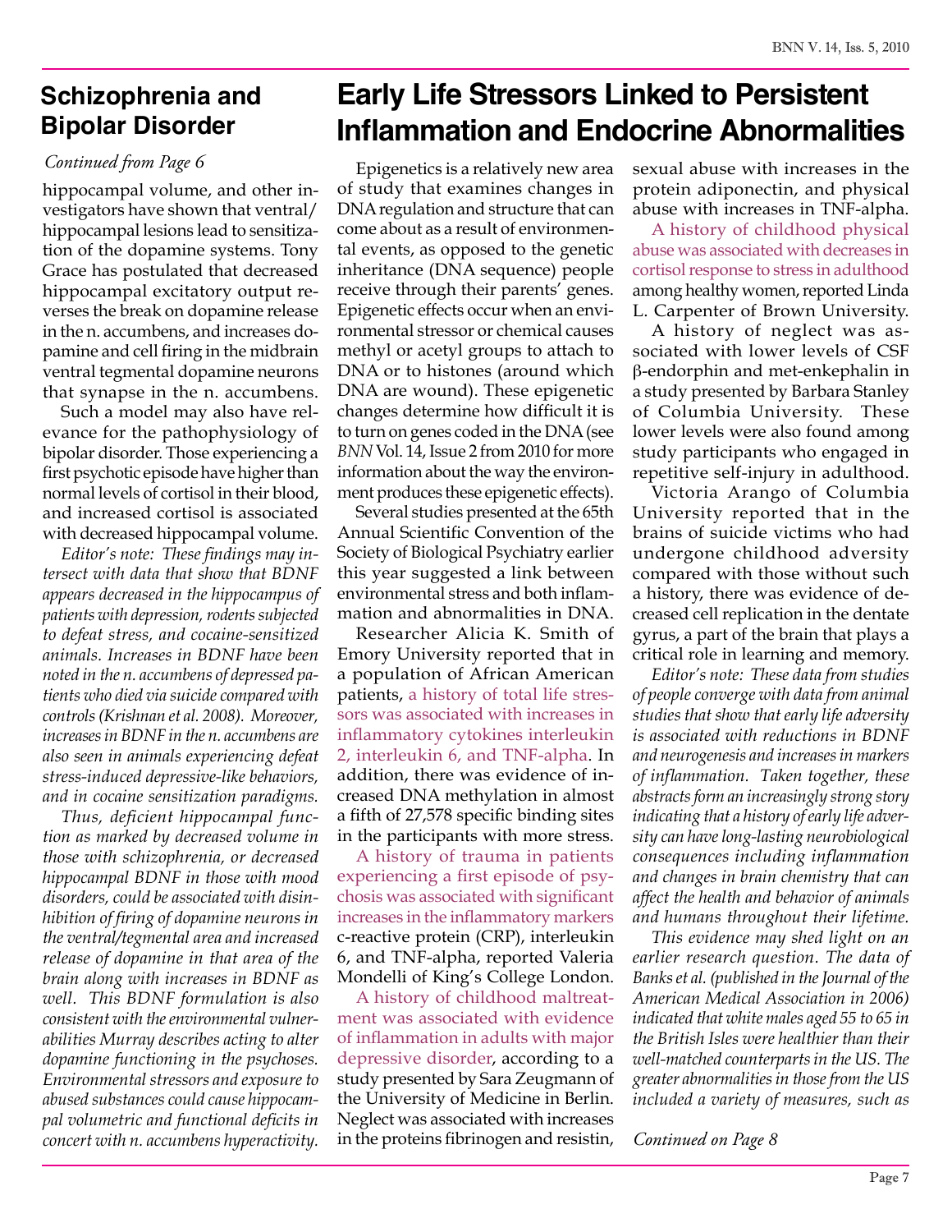## Schizophrenia and Bipolar Disorder

*Continued from Page 6*

hippocampal volume, and other investigators have shown that ventral/hippocampal lesions lead to sensitization of the dopamine systems. Tony Grace has postulated that decreased hippocampal excitatory output reverses the break on dopamine release in the n. accumbens, and increases dopamine and cell firing in the midbrain ventral tegmental dopamine neurons that synapse in the n. accumbens.

Such a model may also have relevance for the pathophysiology of bipolar disorder. Those experiencing a first psychotic episode have higher than normal levels of cortisol in their blood, and increased cortisol is associated with decreased hippocampal volume.

*Editor's note: These findings may intersect with data that show that BDNF appears decreased in the hippocampus of patients with depression, rodents subjected to defeat stress, and cocaine-sensitized animals. Increases in BDNF have been noted in the n. accumbens of depressed patients who died via suicide compared with controls (Krishnan et al. 2008). Moreover, increases in BDNF in the n. accumbens are also seen in animals experiencing defeat stress-induced depressive-like behaviors, and in cocaine sensitization paradigms.*

*Thus, deficient hippocampal function as marked by decreased volume in those with schizophrenia, or decreased hippocampal BDNF in those with mood disorders, could be associated with disinhibition of firing of dopamine neurons in the ventral/tegmental area and increased release of dopamine in that area of the brain along with increases in BDNF as well. This BDNF formulation is also consistent with the environmental vulnerabilities Murray describes acting to alter dopamine functioning in the psychoses. Environmental stressors and exposure to abused substances could cause hippocampal volumetric and functional deficits in concert with n. accumbens hyperactivity.*

## Early Life Stressors Linked to Persistent Inflammation and Endocrine Abnormalities

Epigenetics is a relatively new area of study that examines changes in DNA regulation and structure that can come about as a result of environmental events, as opposed to the genetic inheritance (DNA sequence) people receive through their parents' genes. Epigenetic effects occur when an environmental stressor or chemical causes methyl or acetyl groups to attach to DNA or to histones (around which DNA are wound). These epigenetic changes determine how difficult it is to turn on genes coded in the DNA (see *BNN* Vol. 14, Issue 2 from 2010 for more information about the way the environment produces these epigenetic effects).

Several studies presented at the 65th Annual Scientific Convention of the Society of Biological Psychiatry earlier this year suggested a link between environmental stress and both inflammation and abnormalities in DNA.

Researcher Alicia K. Smith of Emory University reported that in a population of African American patients, a history of total life stressors was associated with increases in inflammatory cytokines interleukin 2, interleukin 6, and TNF-alpha. In addition, there was evidence of increased DNA methylation in almost a fifth of 27,578 specific binding sites in the participants with more stress.

A history of trauma in patients experiencing a first episode of psychosis was associated with significant increases in the inflammatory markers c-reactive protein (CRP), interleukin 6, and TNF-alpha, reported Valeria Mondelli of King's College London.

A history of childhood maltreatment was associated with evidence of inflammation in adults with major depressive disorder, according to a study presented by Sara Zeugmann of the University of Medicine in Berlin. Neglect was associated with increases in the proteins fibrinogen and resistin, sexual abuse with increases in the protein adiponectin, and physical abuse with increases in TNF-alpha.

A history of childhood physical abuse was associated with decreases in cortisol response to stress in adulthood among healthy women, reported Linda L. Carpenter of Brown University.

A history of neglect was associated with lower levels of CSF β-endorphin and met-enkephalin in a study presented by Barbara Stanley of Columbia University. These lower levels were also found among study participants who engaged in repetitive self-injury in adulthood.

Victoria Arango of Columbia University reported that in the brains of suicide victims who had undergone childhood adversity compared with those without such a history, there was evidence of decreased cell replication in the dentate gyrus, a part of the brain that plays a critical role in learning and memory.

*Editor's note: These data from studies of people converge with data from animal studies that show that early life adversity is associated with reductions in BDNF and neurogenesis and increases in markers of inflammation. Taken together, these abstracts form an increasingly strong story indicating that a history of early life adversity can have long-lasting neurobiological consequences including inflammation and changes in brain chemistry that can affect the health and behavior of animals and humans throughout their lifetime.*

*This evidence may shed light on an earlier research question. The data of Banks et al. (published in the Journal of the American Medical Association in 2006) indicated that white males aged 55 to 65 in the British Isles were healthier than their well-matched counterparts in the US. The greater abnormalities in those from the US included a variety of measures, such as*

*Continued on Page 8*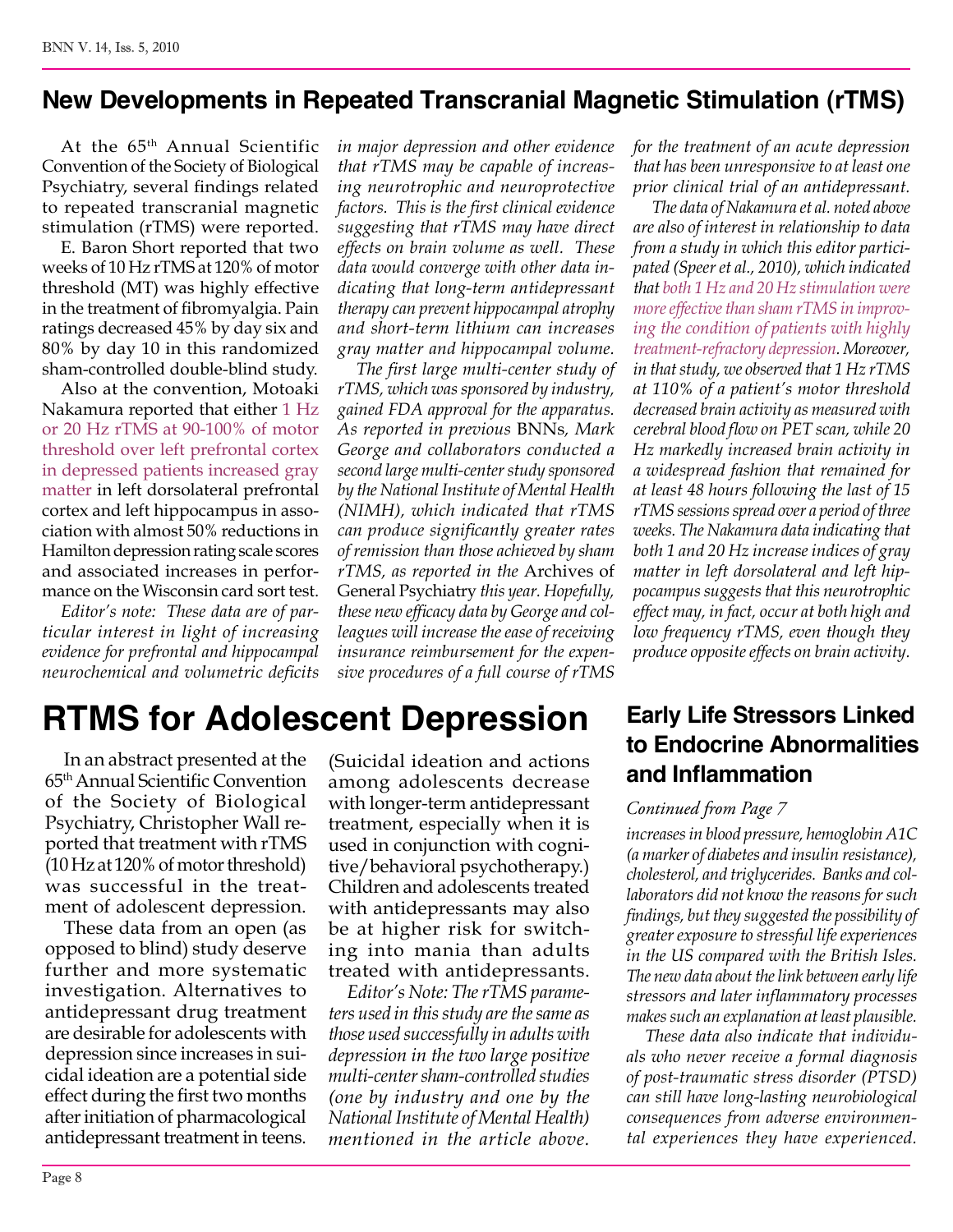## New Developments in Repeated Transcranial Magnetic Stimulation (rTMS)

At the 65th Annual Scientific Convention of the Society of Biological Psychiatry, several findings related to repeated transcranial magnetic stimulation (rTMS) were reported.

E. Baron Short reported that two weeks of 10 Hz rTMS at 120% of motor threshold (MT) was highly effective in the treatment of fibromyalgia. Pain ratings decreased 45% by day six and 80% by day 10 in this randomized sham-controlled double-blind study.

Also at the convention, Motoaki Nakamura reported that either 1 Hz or 20 Hz rTMS at 90-100% of motor threshold over left prefrontal cortex in depressed patients increased gray matter in left dorsolateral prefrontal cortex and left hippocampus in association with almost 50% reductions in Hamilton depression rating scale scores and associated increases in performance on the Wisconsin card sort test.

*Editor's note: These data are of particular interest in light of increasing evidence for prefrontal and hippocampal neurochemical and volumetric deficits in major depression and other evidence that rTMS may be capable of increasing neurotrophic and neuroprotective factors. This is the first clinical evidence suggesting that rTMS may have direct effects on brain volume as well. These data would converge with other data indicating that long-term antidepressant therapy can prevent hippocampal atrophy and short-term lithium can increases gray matter and hippocampal volume.*

*The first large multi-center study of rTMS, which was sponsored by industry, gained FDA approval for the apparatus. As reported in previous* BNNs, *Mark George and collaborators conducted a second large multi-center study sponsored by the National Institute of Mental Health (NIMH), which indicated that rTMS can produce significantly greater rates of remission than those achieved by sham rTMS, as reported in the* Archives of General Psychiatry *this year. Hopefully, these new efficacy data by George and colleagues will increase the ease of receiving insurance reimbursement for the expensive procedures of a full course of rTMS for the treatment of an acute depression that has been unresponsive to at least one prior clinical trial of an antidepressant.*

*The data of Nakamura et al. noted above are also of interest in relationship to data from a study in which this editor participated (Speer et al., 2010), which indicated that both 1 Hz and 20 Hz stimulation were more effective than sham rTMS in improving the condition of patients with highly treatment-refractory depression. Moreover, in that study, we observed that 1 Hz rTMS at 110% of a patient's motor threshold decreased brain activity as measured with cerebral blood flow on PET scan, while 20 Hz markedly increased brain activity in a widespread fashion that remained for at least 48 hours following the last of 15 rTMS sessions spread over a period of three weeks. The Nakamura data indicating that both 1 and 20 Hz increase indices of gray matter in left dorsolateral and left hippocampus suggests that this neurotrophic effect may, in fact, occur at both high and low frequency rTMS, even though they produce opposite effects on brain activity.*

# RTMS for Adolescent Depression

In an abstract presented at the 65th Annual Scientific Convention of the Society of Biological Psychiatry, Christopher Wall reported that treatment with rTMS (10 Hz at 120% of motor threshold) was successful in the treatment of adolescent depression.

These data from an open (as opposed to blind) study deserve further and more systematic investigation. Alternatives to antidepressant drug treatment are desirable for adolescents with depression since increases in suicidal ideation are a potential side effect during the first two months after initiation of pharmacological antidepressant treatment in teens. (Suicidal ideation and actions among adolescents decrease with longer-term antidepressant treatment, especially when it is used in conjunction with cognitive/behavioral psychotherapy.) Children and adolescents treated with antidepressants may also be at higher risk for switching into mania than adults treated with antidepressants.

*Editor's Note: The rTMS parameters used in this study are the same as those used successfully in adults with depression in the two large positive multi-center sham-controlled studies (one by industry and one by the National Institute of Mental Health) mentioned in the article above.*

## Early Life Stressors Linked to Endocrine Abnormalities and Inflammation

*Continued from Page 7*

*increases in blood pressure, hemoglobin A1C (a marker of diabetes and insulin resistance), cholesterol, and triglycerides. Banks and collaborators did not know the reasons for such findings, but they suggested the possibility of greater exposure to stressful life experiences in the US compared with the British Isles. The new data about the link between early life stressors and later inflammatory processes makes such an explanation at least plausible.*

*These data also indicate that individuals who never receive a formal diagnosis of post-traumatic stress disorder (PTSD) can still have long-lasting neurobiological consequences from adverse environmental experiences they have experienced.*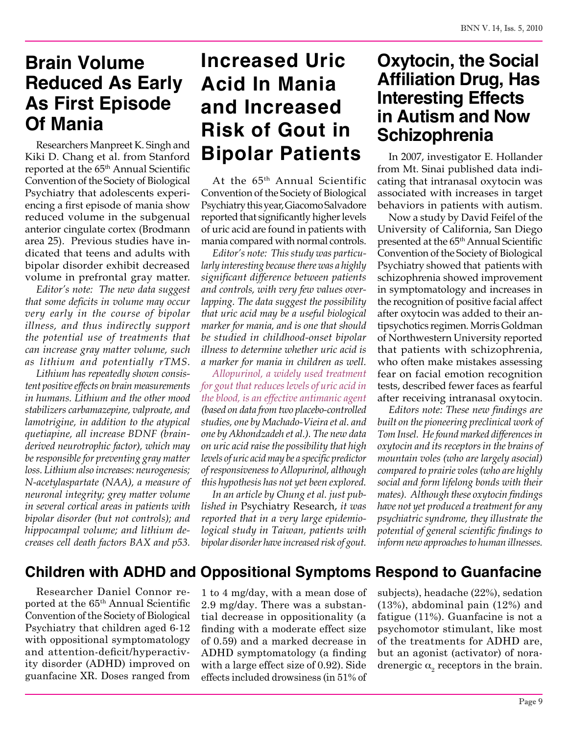## Brain Volume Reduced As Early As First Episode Of Mania

Researchers Manpreet K. Singh and Kiki D. Chang et al. from Stanford reported at the 65th Annual Scientific Convention of the Society of Biological Psychiatry that adolescents experiencing a first episode of mania show reduced volume in the subgenual anterior cingulate cortex (Brodmann area 25). Previous studies have indicated that teens and adults with bipolar disorder exhibit decreased volume in prefrontal gray matter.

*Editor's note: The new data suggest that some deficits in volume may occur very early in the course of bipolar illness, and thus indirectly support the potential use of treatments that can increase gray matter volume, such as lithium and potentially rTMS.*

*Lithium has repeatedly shown consistent positive effects on brain measurements in humans. Lithium and the other mood stabilizers carbamazepine, valproate, and lamotrigine, in addition to the atypical quetiapine, all increase BDNF (brain-derived neurotrophic factor), which may be responsible for preventing gray matter loss. Lithium also increases: neurogenesis; N-acetylaspartate (NAA), a measure of neuronal integrity; grey matter volume in several cortical areas in patients with bipolar disorder (but not controls); and hippocampal volume; and lithium decreases cell death factors BAX and p53.*

## Increased Uric Acid In Mania and Increased Risk of Gout in Bipolar Patients

At the 65th Annual Scientific Convention of the Society of Biological Psychiatry this year, Giacomo Salvadore reported that significantly higher levels of uric acid are found in patients with mania compared with normal controls.

*Editor's note: This study was particularly interesting because there was a highly significant difference between patients and controls, with very few values overlapping. The data suggest the possibility that uric acid may be a useful biological marker for mania, and is one that should be studied in childhood-onset bipolar illness to determine whether uric acid is a marker for mania in children as well.*

*Allopurinol, a widely used treatment for gout that reduces levels of uric acid in the blood, is an effective antimanic agent (based on data from two placebo-controlled studies, one by Machado-Vieira et al. and one by Akhondzadeh et al.). The new data on uric acid raise the possibility that high levels of uric acid may be a specific predictor of responsiveness to Allopurinol, although this hypothesis has not yet been explored.*

*In an article by Chung et al. just published in* Psychiatry Research, *it was reported that in a very large epidemiological study in Taiwan, patients with bipolar disorder have increased risk of gout.*

## Oxytocin, the Social Affiliation Drug, Has Interesting Effects in Autism and Now Schizophrenia

In 2007, investigator E. Hollander from Mt. Sinai published data indicating that intranasal oxytocin was associated with increases in target behaviors in patients with autism.

Now a study by David Feifel of the University of California, San Diego presented at the 65th Annual Scientific Convention of the Society of Biological Psychiatry showed that patients with schizophrenia showed improvement in symptomatology and increases in the recognition of positive facial affect after oxytocin was added to their antipsychotics regimen. Morris Goldman of Northwestern University reported that patients with schizophrenia, who often make mistakes assessing fear on facial emotion recognition tests, described fewer faces as fearful after receiving intranasal oxytocin.

*Editors note: These new findings are built on the pioneering preclinical work of Tom Insel. He found marked differences in oxytocin and its receptors in the brains of mountain voles (who are largely asocial) compared to prairie voles (who are highly social and form lifelong bonds with their mates). Although these oxytocin findings have not yet produced a treatment for any psychiatric syndrome, they illustrate the potential of general scientific findings to inform new approaches to human illnesses.*

## Children with ADHD and Oppositional Symptoms Respond to Guanfacine

Researcher Daniel Connor reported at the 65th Annual Scientific Convention of the Society of Biological Psychiatry that children aged 6-12 with oppositional symptomatology and attention-deficit/hyperactivity disorder (ADHD) improved on guanfacine XR. Doses ranged from 1 to 4 mg/day, with a mean dose of 2.9 mg/day. There was a substantial decrease in oppositionality (a finding with a moderate effect size of 0.59) and a marked decrease in ADHD symptomatology (a finding with a large effect size of 0.92). Side effects included drowsiness (in 51% of subjects), headache (22%), sedation (13%), abdominal pain (12%) and fatigue (11%). Guanfacine is not a psychomotor stimulant, like most of the treatments for ADHD are, but an agonist (activator) of noradrenergic $\alpha_2$ receptors in the brain.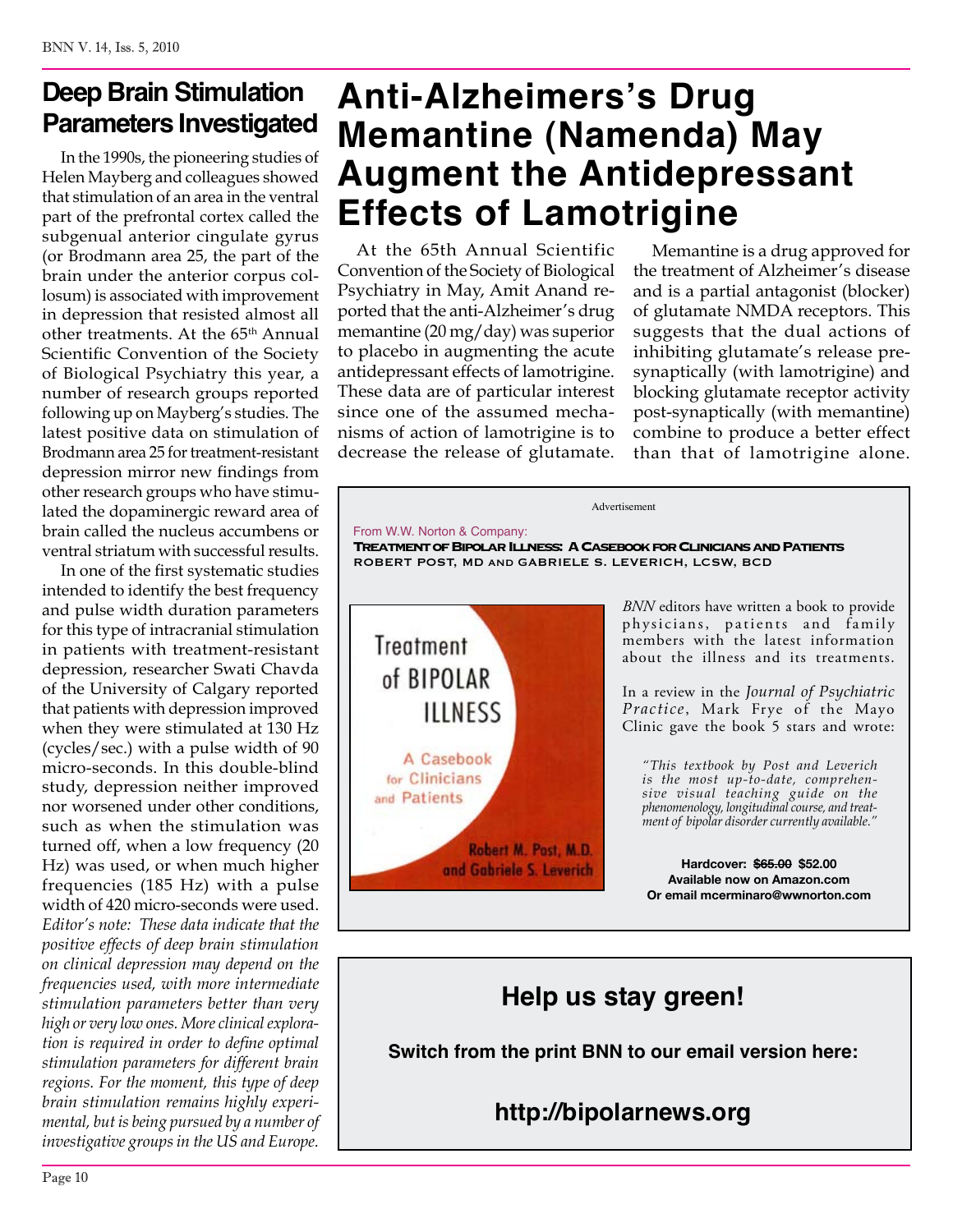## Deep Brain Stimulation Parameters Investigated

In the 1990s, the pioneering studies of Helen Mayberg and colleagues showed that stimulation of an area in the ventral part of the prefrontal cortex called the subgenual anterior cingulate gyrus (or Brodmann area 25, the part of the brain under the anterior corpus collosum) is associated with improvement in depression that resisted almost all other treatments. At the 65th Annual Scientific Convention of the Society of Biological Psychiatry this year, a number of research groups reported following up on Mayberg's studies. The latest positive data on stimulation of Brodmann area 25 for treatment-resistant depression mirror new findings from other research groups who have stimulated the dopaminergic reward area of brain called the nucleus accumbens or ventral striatum with successful results.

In one of the first systematic studies intended to identify the best frequency and pulse width duration parameters for this type of intracranial stimulation in patients with treatment-resistant depression, researcher Swati Chavda of the University of Calgary reported that patients with depression improved when they were stimulated at 130 Hz (cycles/sec.) with a pulse width of 90 micro-seconds. In this double-blind study, depression neither improved nor worsened under other conditions, such as when the stimulation was turned off, when a low frequency (20 Hz) was used, or when much higher frequencies (185 Hz) with a pulse width of 420 micro-seconds were used. *Editor's note: These data indicate that the positive effects of deep brain stimulation on clinical depression may depend on the frequencies used, with more intermediate stimulation parameters better than very high or very low ones. More clinical exploration is required in order to define optimal stimulation parameters for different brain regions. For the moment, this type of deep brain stimulation remains highly experimental, but is being pursued by a number of investigative groups in the US and Europe.*

# Anti-Alzheimers's Drug Memantine (Namenda) May Augment the Antidepressant Effects of Lamotrigine

At the 65th Annual Scientific Convention of the Society of Biological Psychiatry in May, Amit Anand reported that the anti-Alzheimer's drug memantine (20 mg/day) was superior to placebo in augmenting the acute antidepressant effects of lamotrigine. These data are of particular interest since one of the assumed mechanisms of action of lamotrigine is to decrease the release of glutamate.

Memantine is a drug approved for the treatment of Alzheimer's disease and is a partial antagonist (blocker) of glutamate NMDA receptors. This suggests that the dual actions of inhibiting glutamate's release presynaptically (with lamotrigine) and blocking glutamate receptor activity post-synaptically (with memantine) combine to produce a better effect than that of lamotrigine alone.

Advertisement

From W.W. Norton & Company:

**Treatment of Bipolar Illness: A Casebook for Clinicians and Patients**
**Robert Post, MD and Gabriele S. Leverich, LCSW, BCD**

Treatment of BIPOLAR ILLNESS
A Casebook for Clinicians and Patients
Robert M. Post, M.D. and Gabriele S. Leverich

*BNN* editors have written a book to provide physicians, patients and family members with the latest information about the illness and its treatments.

In a review in the *Journal of Psychiatric Practice*, Mark Frye of the Mayo Clinic gave the book 5 stars and wrote:

> *"This textbook by Post and Leverich is the most up-to-date, comprehensive visual teaching guide on the phenomenology, longitudinal course, and treatment of bipolar disorder currently available."*

**Hardcover: ~~$65.00~~ $52.00**
**Available now on Amazon.com**
**Or email mcerminaro@wwnorton.com**

## Help us stay green!

**Switch from the print BNN to our email version here:**

### http://bipolarnews.org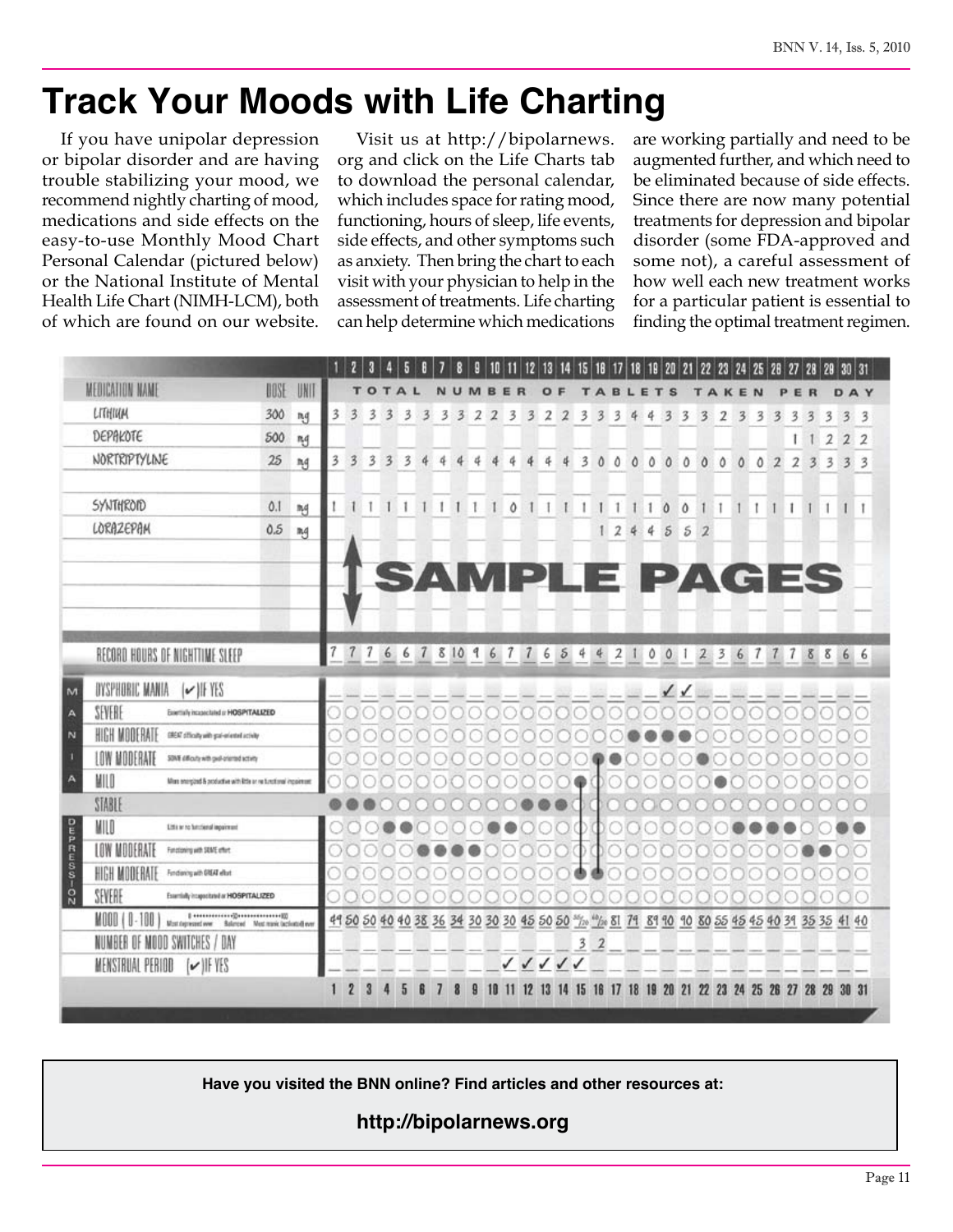# Track Your Moods with Life Charting

If you have unipolar depression or bipolar disorder and are having trouble stabilizing your mood, we recommend nightly charting of mood, medications and side effects on the easy-to-use Monthly Mood Chart Personal Calendar (pictured below) or the National Institute of Mental Health Life Chart (NIMH-LCM), both of which are found on our website.

Visit us at http://bipolarnews.org and click on the Life Charts tab to download the personal calendar, which includes space for rating mood, functioning, hours of sleep, life events, side effects, and other symptoms such as anxiety. Then bring the chart to each visit with your physician to help in the assessment of treatments. Life charting can help determine which medications are working partially and need to be augmented further, and which need to be eliminated because of side effects. Since there are now many potential treatments for depression and bipolar disorder (some FDA-approved and some not), a careful assessment of how well each new treatment works for a particular patient is essential to finding the optimal treatment regimen.

**Have you visited the BNN online? Find articles and other resources at:**

**http://bipolarnews.org**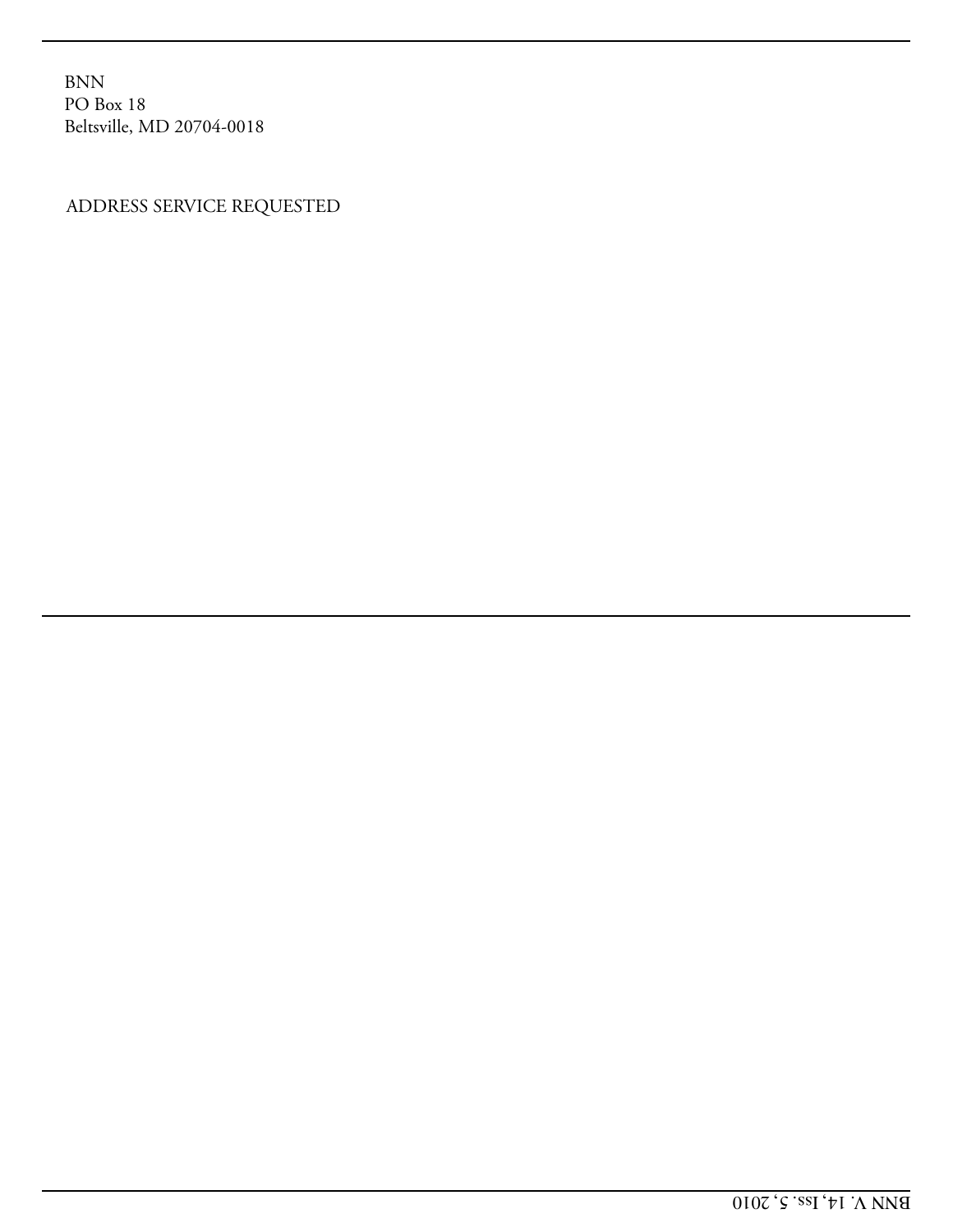BNN
PO Box 18
Beltsville, MD 20704-0018

ADDRESS SERVICE REQUESTED